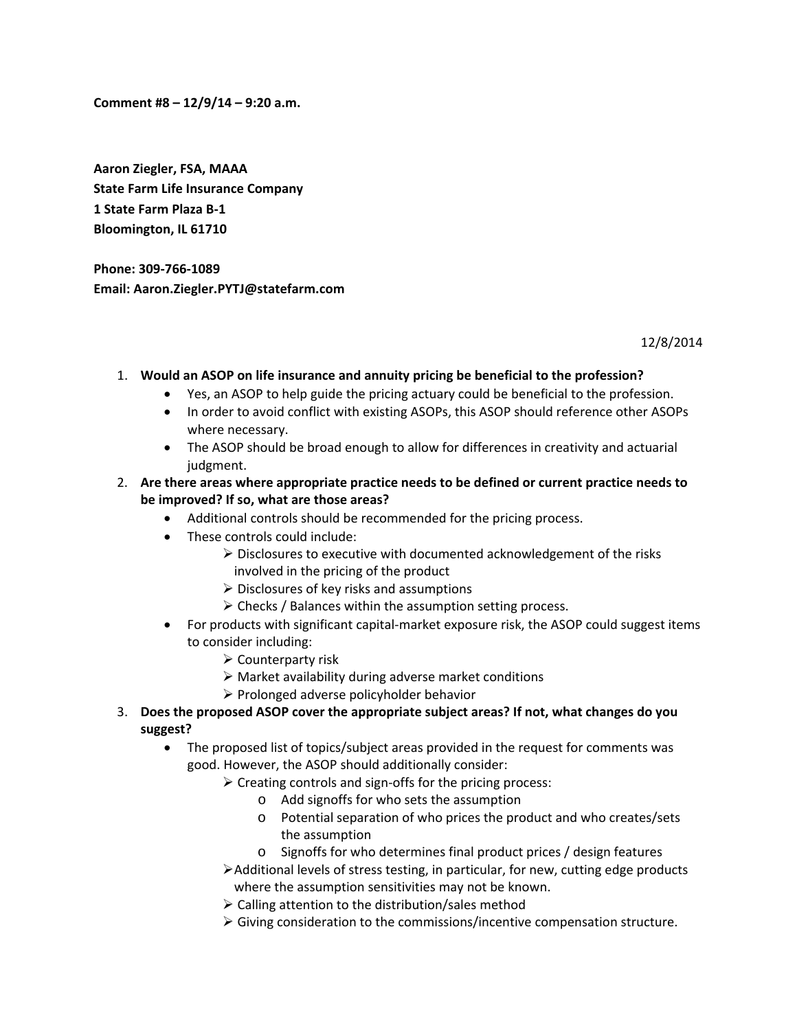**Comment #8 – 12/9/14 – 9:20 a.m.**

**Aaron Ziegler, FSA, MAAA**
**State Farm Life Insurance Company**
**1 State Farm Plaza B-1**
**Bloomington, IL 61710**

**Phone: 309-766-1089**
**Email: Aaron.Ziegler.PYTJ@statefarm.com**

12/8/2014

1. **Would an ASOP on life insurance and annuity pricing be beneficial to the profession?**
    - Yes, an ASOP to help guide the pricing actuary could be beneficial to the profession.
    - In order to avoid conflict with existing ASOPs, this ASOP should reference other ASOPs where necessary.
    - The ASOP should be broad enough to allow for differences in creativity and actuarial judgment.
2. **Are there areas where appropriate practice needs to be defined or current practice needs to be improved? If so, what are those areas?**
    - Additional controls should be recommended for the pricing process.
    - These controls could include:
        - Disclosures to executive with documented acknowledgement of the risks involved in the pricing of the product
        - Disclosures of key risks and assumptions
        - Checks / Balances within the assumption setting process.
    - For products with significant capital-market exposure risk, the ASOP could suggest items to consider including:
        - Counterparty risk
        - Market availability during adverse market conditions
        - Prolonged adverse policyholder behavior
3. **Does the proposed ASOP cover the appropriate subject areas? If not, what changes do you suggest?**
    - The proposed list of topics/subject areas provided in the request for comments was good. However, the ASOP should additionally consider:
        - Creating controls and sign-offs for the pricing process:
            - Add signoffs for who sets the assumption
            - Potential separation of who prices the product and who creates/sets the assumption
            - Signoffs for who determines final product prices / design features
        - Additional levels of stress testing, in particular, for new, cutting edge products where the assumption sensitivities may not be known.
        - Calling attention to the distribution/sales method
        - Giving consideration to the commissions/incentive compensation structure.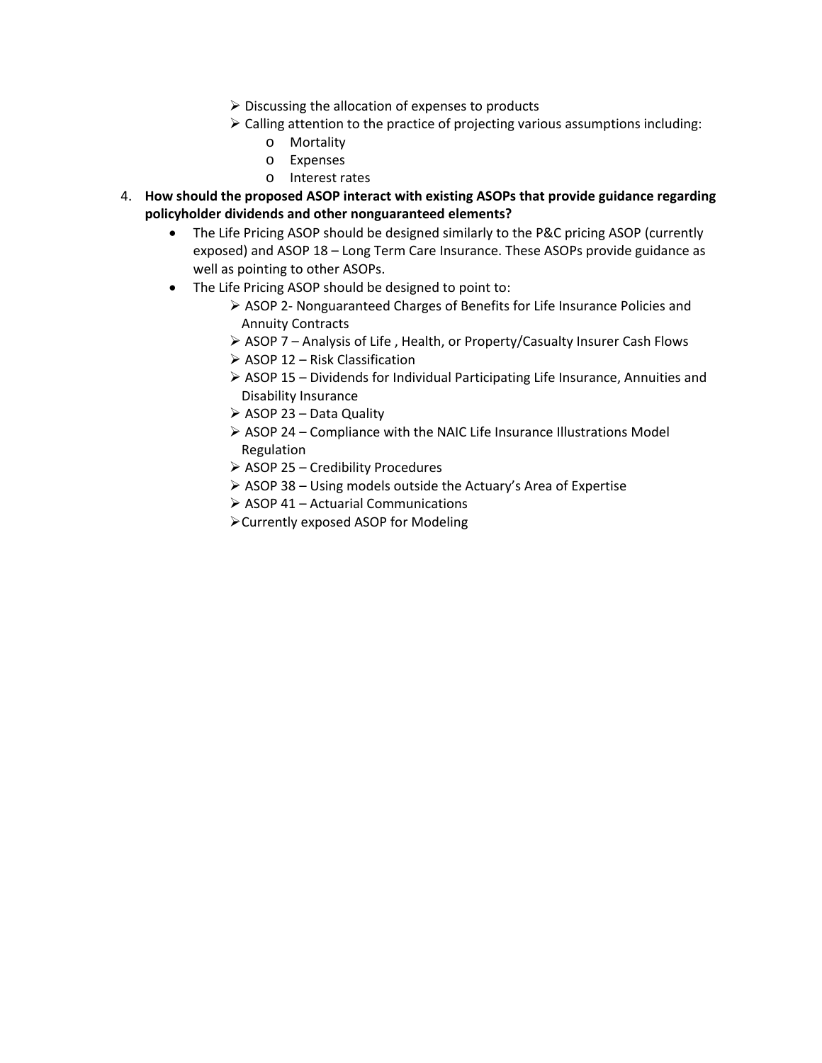- Discussing the allocation of expenses to products
  - Calling attention to the practice of projecting various assumptions including:
    - Mortality
    - Expenses
    - Interest rates

4. **How should the proposed ASOP interact with existing ASOPs that provide guidance regarding policyholder dividends and other nonguaranteed elements?**
   - The Life Pricing ASOP should be designed similarly to the P&C pricing ASOP (currently exposed) and ASOP 18 – Long Term Care Insurance. These ASOPs provide guidance as well as pointing to other ASOPs.
   - The Life Pricing ASOP should be designed to point to:
     - ASOP 2- Nonguaranteed Charges of Benefits for Life Insurance Policies and Annuity Contracts
     - ASOP 7 – Analysis of Life , Health, or Property/Casualty Insurer Cash Flows
     - ASOP 12 – Risk Classification
     - ASOP 15 – Dividends for Individual Participating Life Insurance, Annuities and Disability Insurance
     - ASOP 23 – Data Quality
     - ASOP 24 – Compliance with the NAIC Life Insurance Illustrations Model Regulation
     - ASOP 25 – Credibility Procedures
     - ASOP 38 – Using models outside the Actuary's Area of Expertise
     - ASOP 41 – Actuarial Communications
     - Currently exposed ASOP for Modeling